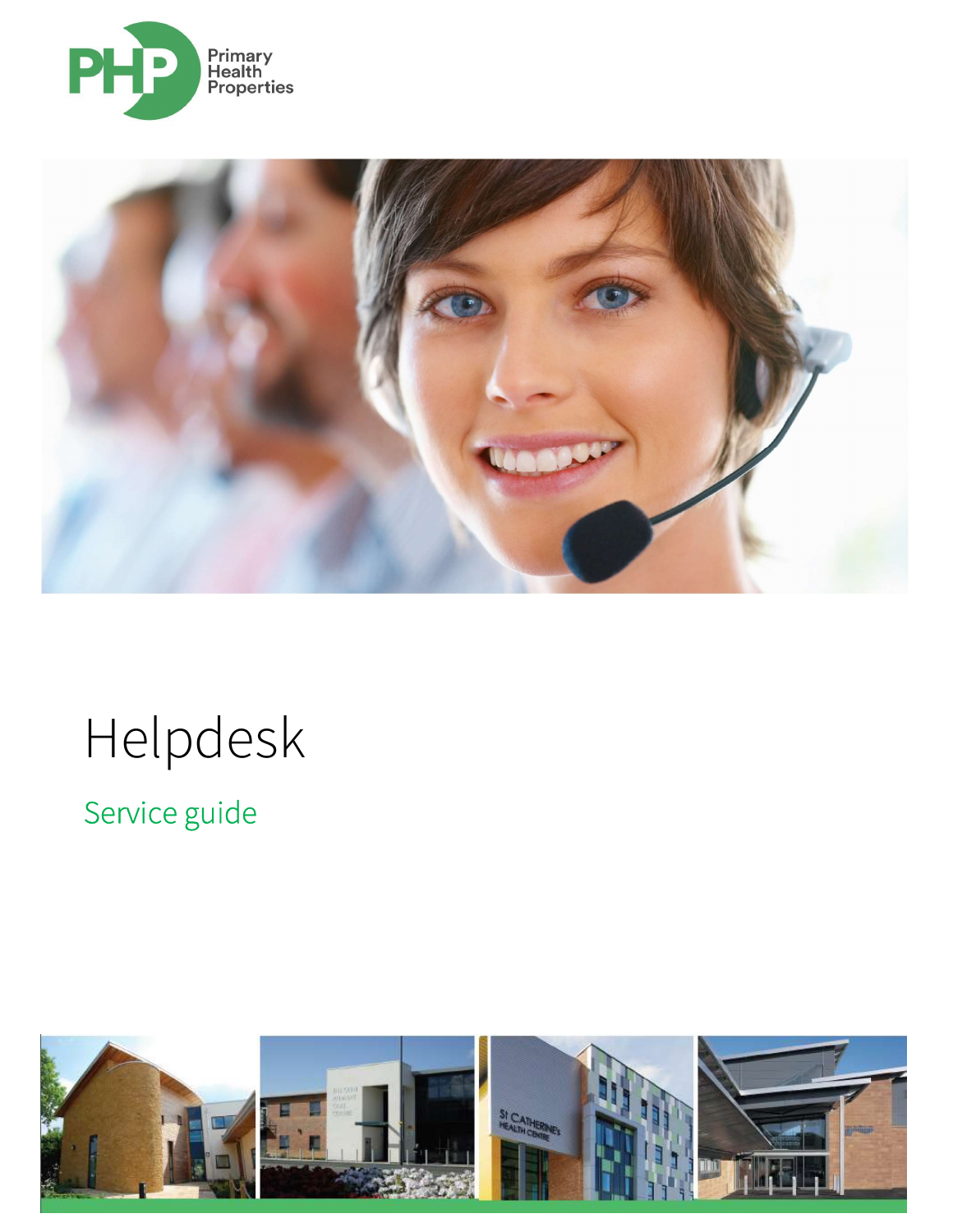PHP Primary Health Properties

# Helpdesk

## Service guide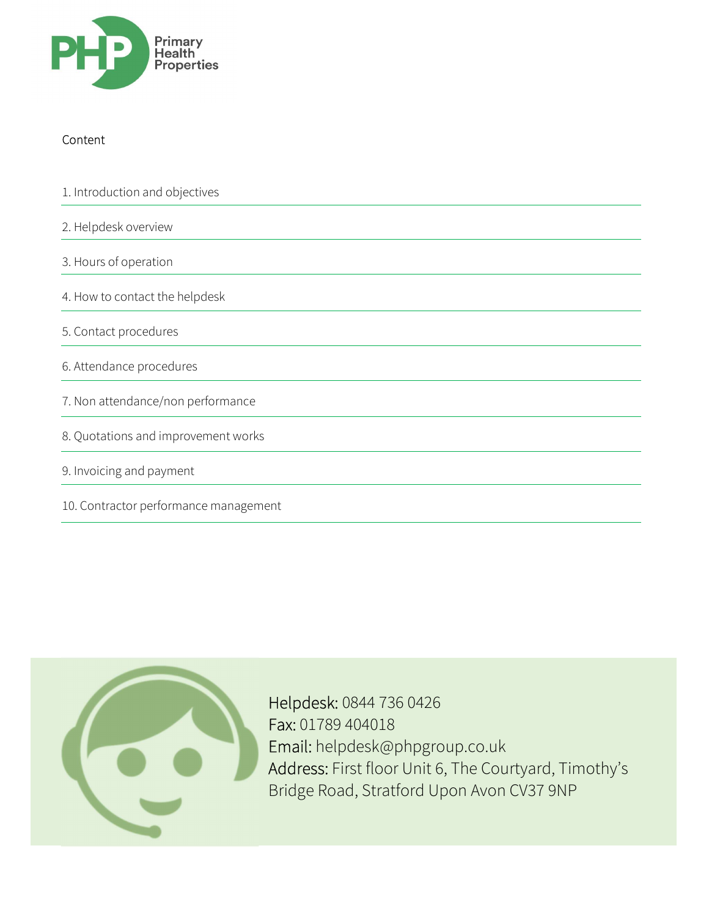Content

1. Introduction and objectives
2. Helpdesk overview
3. Hours of operation
4. How to contact the helpdesk
5. Contact procedures
6. Attendance procedures
7. Non attendance/non performance
8. Quotations and improvement works
9. Invoicing and payment
10. Contractor performance management

Helpdesk: 0844 736 0426
Fax: 01789 404018
Email: helpdesk@phpgroup.co.uk
Address: First floor Unit 6, The Courtyard, Timothy's Bridge Road, Stratford Upon Avon CV37 9NP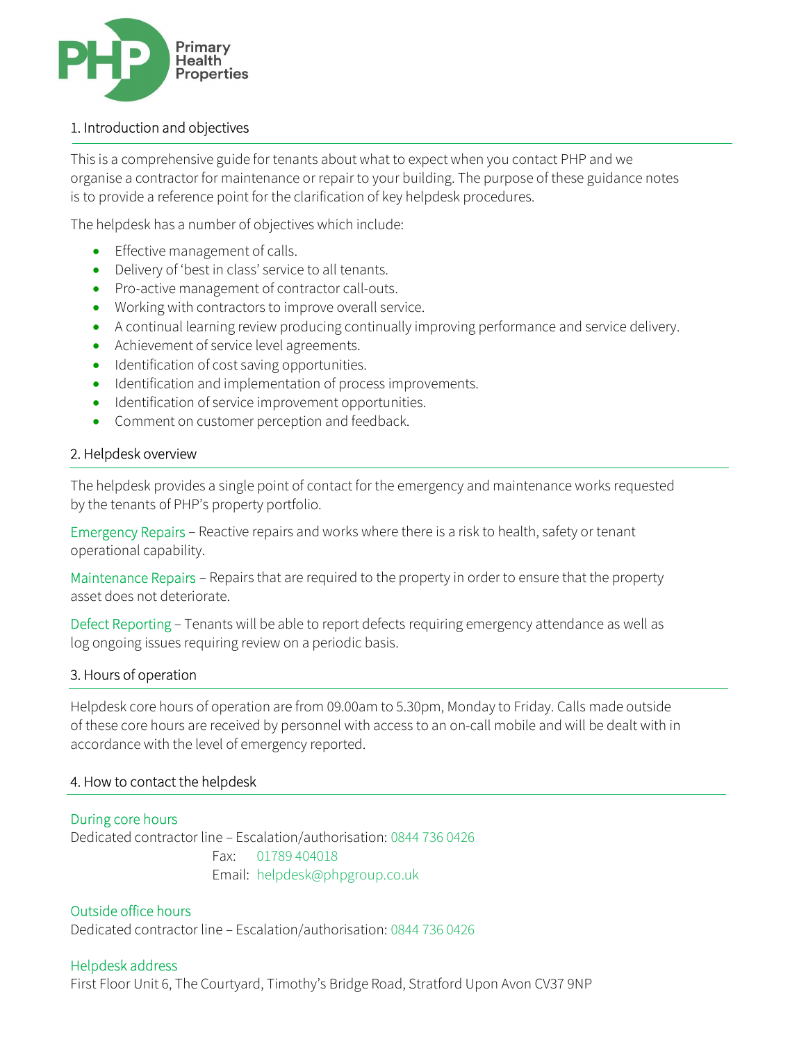## 1. Introduction and objectives

This is a comprehensive guide for tenants about what to expect when you contact PHP and we organise a contractor for maintenance or repair to your building. The purpose of these guidance notes is to provide a reference point for the clarification of key helpdesk procedures.

The helpdesk has a number of objectives which include:

- Effective management of calls.
- Delivery of 'best in class' service to all tenants.
- Pro-active management of contractor call-outs.
- Working with contractors to improve overall service.
- A continual learning review producing continually improving performance and service delivery.
- Achievement of service level agreements.
- Identification of cost saving opportunities.
- Identification and implementation of process improvements.
- Identification of service improvement opportunities.
- Comment on customer perception and feedback.

## 2. Helpdesk overview

The helpdesk provides a single point of contact for the emergency and maintenance works requested by the tenants of PHP's property portfolio.

Emergency Repairs – Reactive repairs and works where there is a risk to health, safety or tenant operational capability.

Maintenance Repairs – Repairs that are required to the property in order to ensure that the property asset does not deteriorate.

Defect Reporting – Tenants will be able to report defects requiring emergency attendance as well as log ongoing issues requiring review on a periodic basis.

## 3. Hours of operation

Helpdesk core hours of operation are from 09.00am to 5.30pm, Monday to Friday. Calls made outside of these core hours are received by personnel with access to an on-call mobile and will be dealt with in accordance with the level of emergency reported.

## 4. How to contact the helpdesk

**During core hours**

Dedicated contractor line – Escalation/authorisation: 0844 736 0426
Fax: 01789 404018
Email: helpdesk@phpgroup.co.uk

**Outside office hours**

Dedicated contractor line – Escalation/authorisation: 0844 736 0426

**Helpdesk address**

First Floor Unit 6, The Courtyard, Timothy's Bridge Road, Stratford Upon Avon CV37 9NP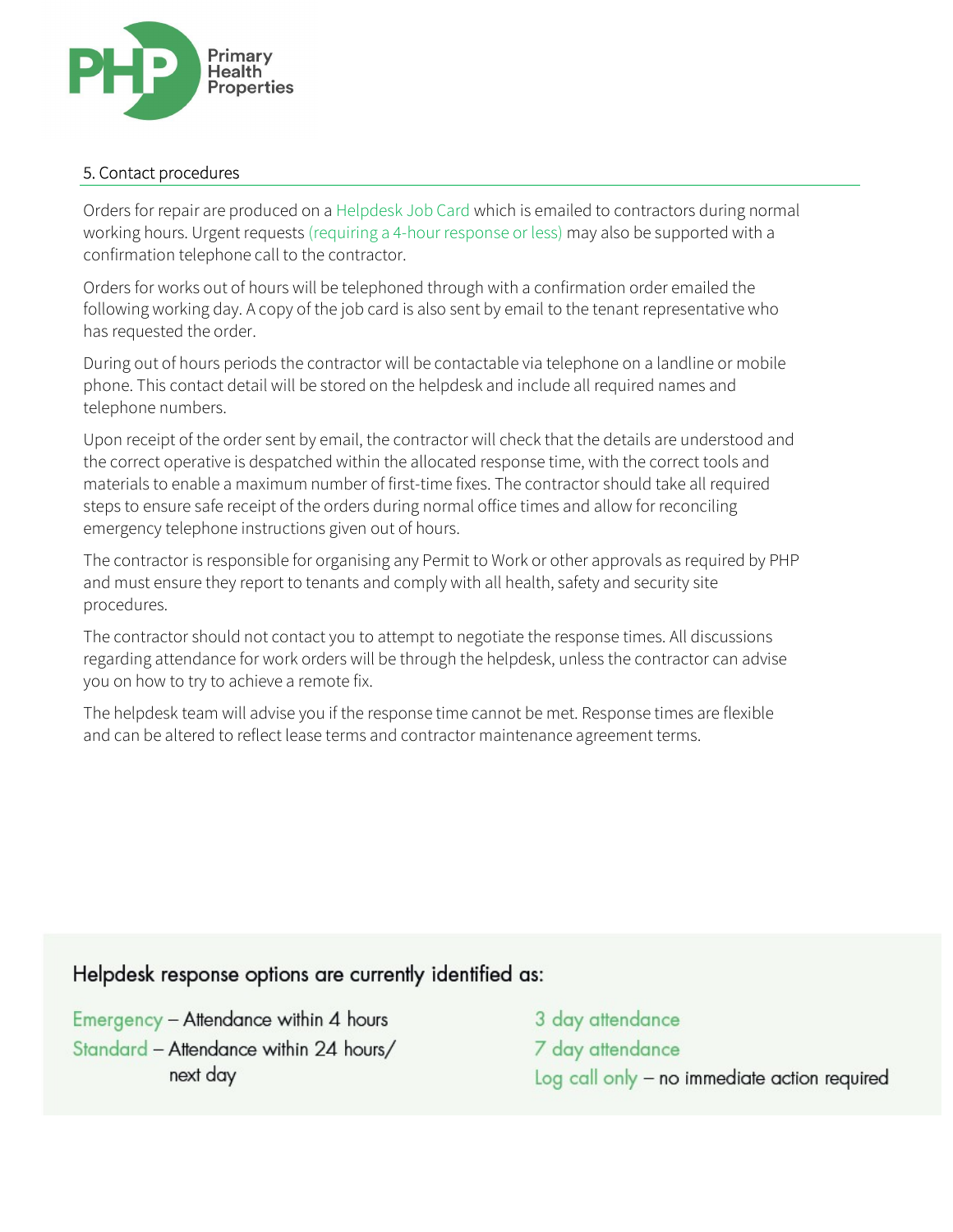## 5. Contact procedures

Orders for repair are produced on a Helpdesk Job Card which is emailed to contractors during normal working hours. Urgent requests (requiring a 4-hour response or less) may also be supported with a confirmation telephone call to the contractor.

Orders for works out of hours will be telephoned through with a confirmation order emailed the following working day. A copy of the job card is also sent by email to the tenant representative who has requested the order.

During out of hours periods the contractor will be contactable via telephone on a landline or mobile phone. This contact detail will be stored on the helpdesk and include all required names and telephone numbers.

Upon receipt of the order sent by email, the contractor will check that the details are understood and the correct operative is despatched within the allocated response time, with the correct tools and materials to enable a maximum number of first-time fixes. The contractor should take all required steps to ensure safe receipt of the orders during normal office times and allow for reconciling emergency telephone instructions given out of hours.

The contractor is responsible for organising any Permit to Work or other approvals as required by PHP and must ensure they report to tenants and comply with all health, safety and security site procedures.

The contractor should not contact you to attempt to negotiate the response times. All discussions regarding attendance for work orders will be through the helpdesk, unless the contractor can advise you on how to try to achieve a remote fix.

The helpdesk team will advise you if the response time cannot be met. Response times are flexible and can be altered to reflect lease terms and contractor maintenance agreement terms.

### Helpdesk response options are currently identified as:

- Emergency – Attendance within 4 hours
- Standard – Attendance within 24 hours/ next day
- 3 day attendance
- 7 day attendance
- Log call only – no immediate action required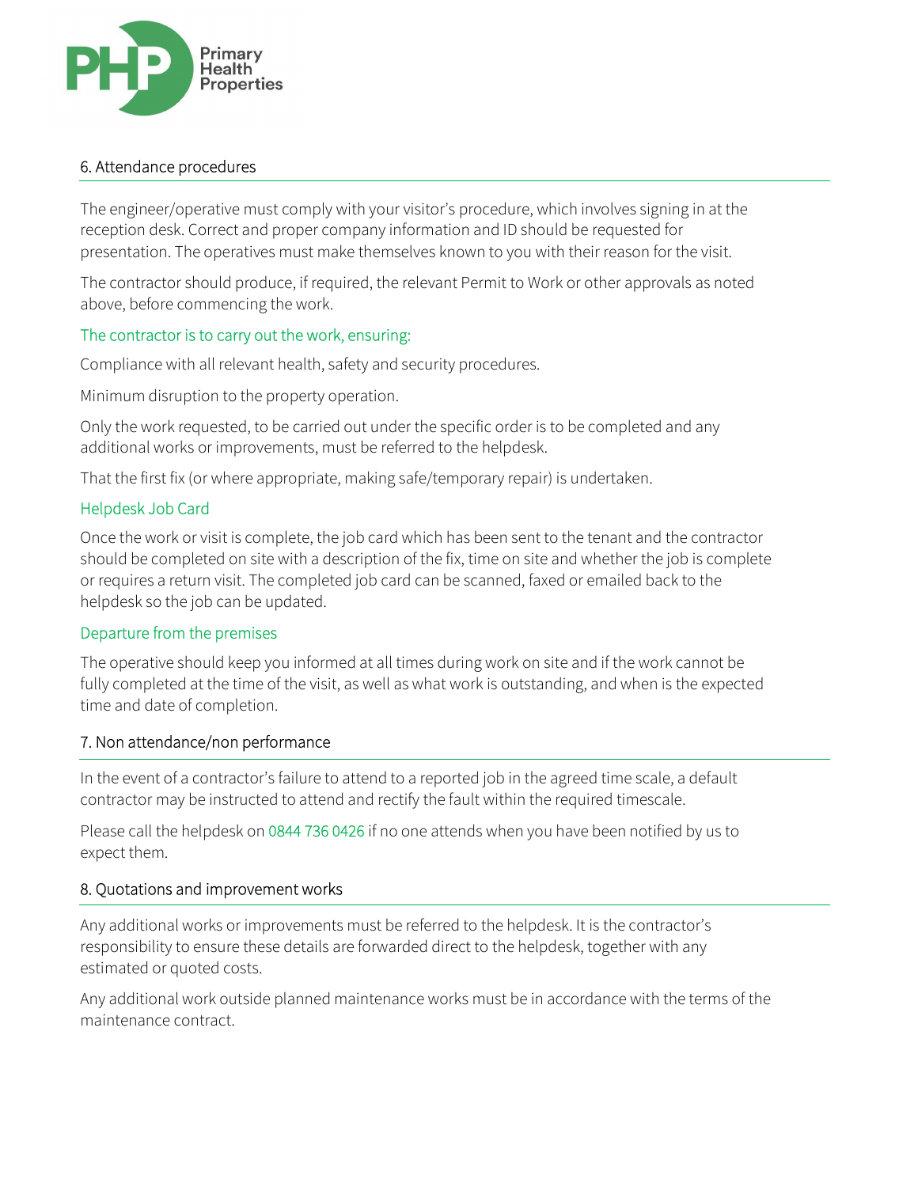## 6. Attendance procedures

The engineer/operative must comply with your visitor's procedure, which involves signing in at the reception desk. Correct and proper company information and ID should be requested for presentation. The operatives must make themselves known to you with their reason for the visit.

The contractor should produce, if required, the relevant Permit to Work or other approvals as noted above, before commencing the work.

### The contractor is to carry out the work, ensuring:

Compliance with all relevant health, safety and security procedures.

Minimum disruption to the property operation.

Only the work requested, to be carried out under the specific order is to be completed and any additional works or improvements, must be referred to the helpdesk.

That the first fix (or where appropriate, making safe/temporary repair) is undertaken.

### Helpdesk Job Card

Once the work or visit is complete, the job card which has been sent to the tenant and the contractor should be completed on site with a description of the fix, time on site and whether the job is complete or requires a return visit. The completed job card can be scanned, faxed or emailed back to the helpdesk so the job can be updated.

### Departure from the premises

The operative should keep you informed at all times during work on site and if the work cannot be fully completed at the time of the visit, as well as what work is outstanding, and when is the expected time and date of completion.

## 7. Non attendance/non performance

In the event of a contractor's failure to attend to a reported job in the agreed time scale, a default contractor may be instructed to attend and rectify the fault within the required timescale.

Please call the helpdesk on 0844 736 0426 if no one attends when you have been notified by us to expect them.

## 8. Quotations and improvement works

Any additional works or improvements must be referred to the helpdesk. It is the contractor's responsibility to ensure these details are forwarded direct to the helpdesk, together with any estimated or quoted costs.

Any additional work outside planned maintenance works must be in accordance with the terms of the maintenance contract.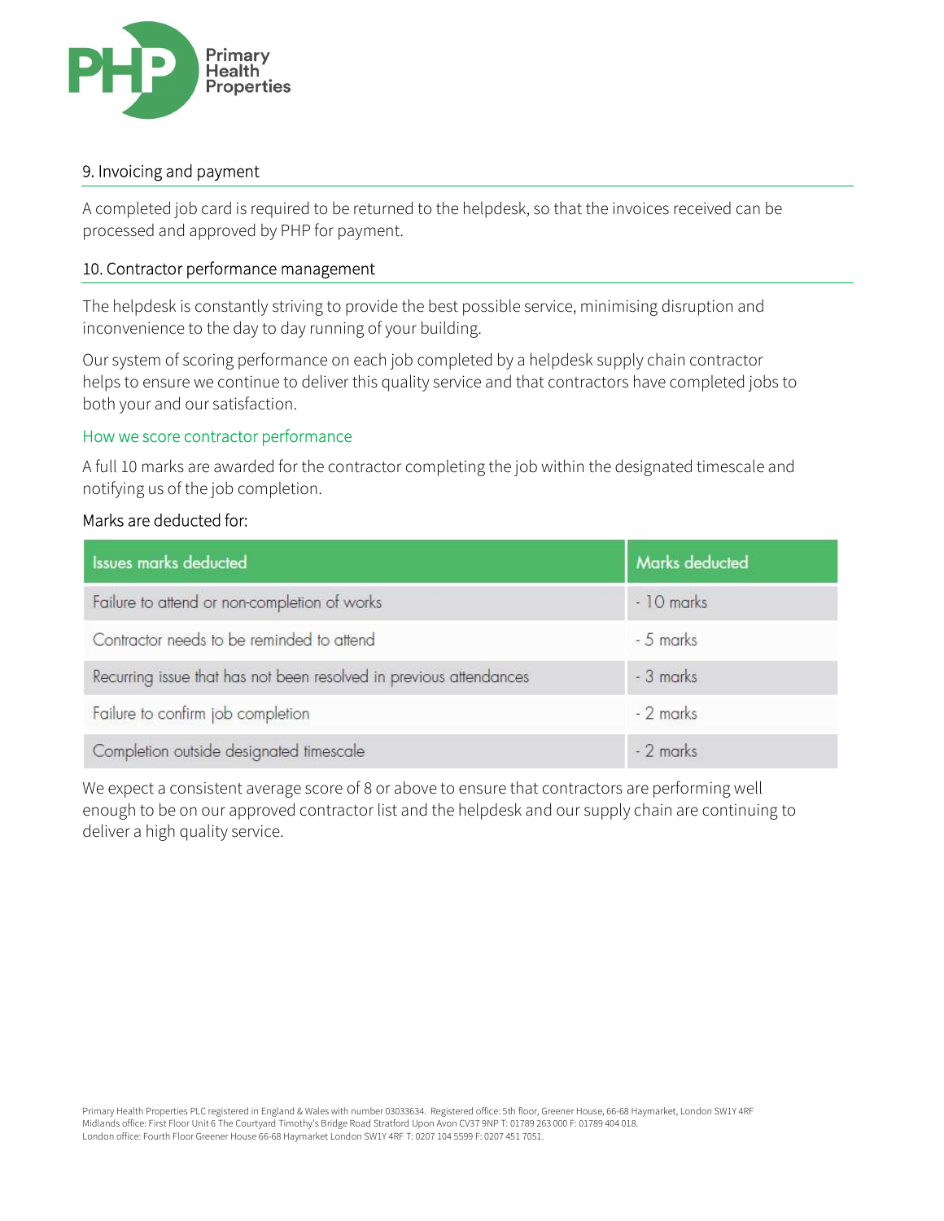## 9. Invoicing and payment

A completed job card is required to be returned to the helpdesk, so that the invoices received can be processed and approved by PHP for payment.

## 10. Contractor performance management

The helpdesk is constantly striving to provide the best possible service, minimising disruption and inconvenience to the day to day running of your building.

Our system of scoring performance on each job completed by a helpdesk supply chain contractor helps to ensure we continue to deliver this quality service and that contractors have completed jobs to both your and our satisfaction.

### How we score contractor performance

A full 10 marks are awarded for the contractor completing the job within the designated timescale and notifying us of the job completion.

Marks are deducted for:

| Issues marks deducted | Marks deducted |
| --- | --- |
| Failure to attend or non-completion of works | - 10 marks |
| Contractor needs to be reminded to attend | - 5 marks |
| Recurring issue that has not been resolved in previous attendances | - 3 marks |
| Failure to confirm job completion | - 2 marks |
| Completion outside designated timescale | - 2 marks |

We expect a consistent average score of 8 or above to ensure that contractors are performing well enough to be on our approved contractor list and the helpdesk and our supply chain are continuing to deliver a high quality service.